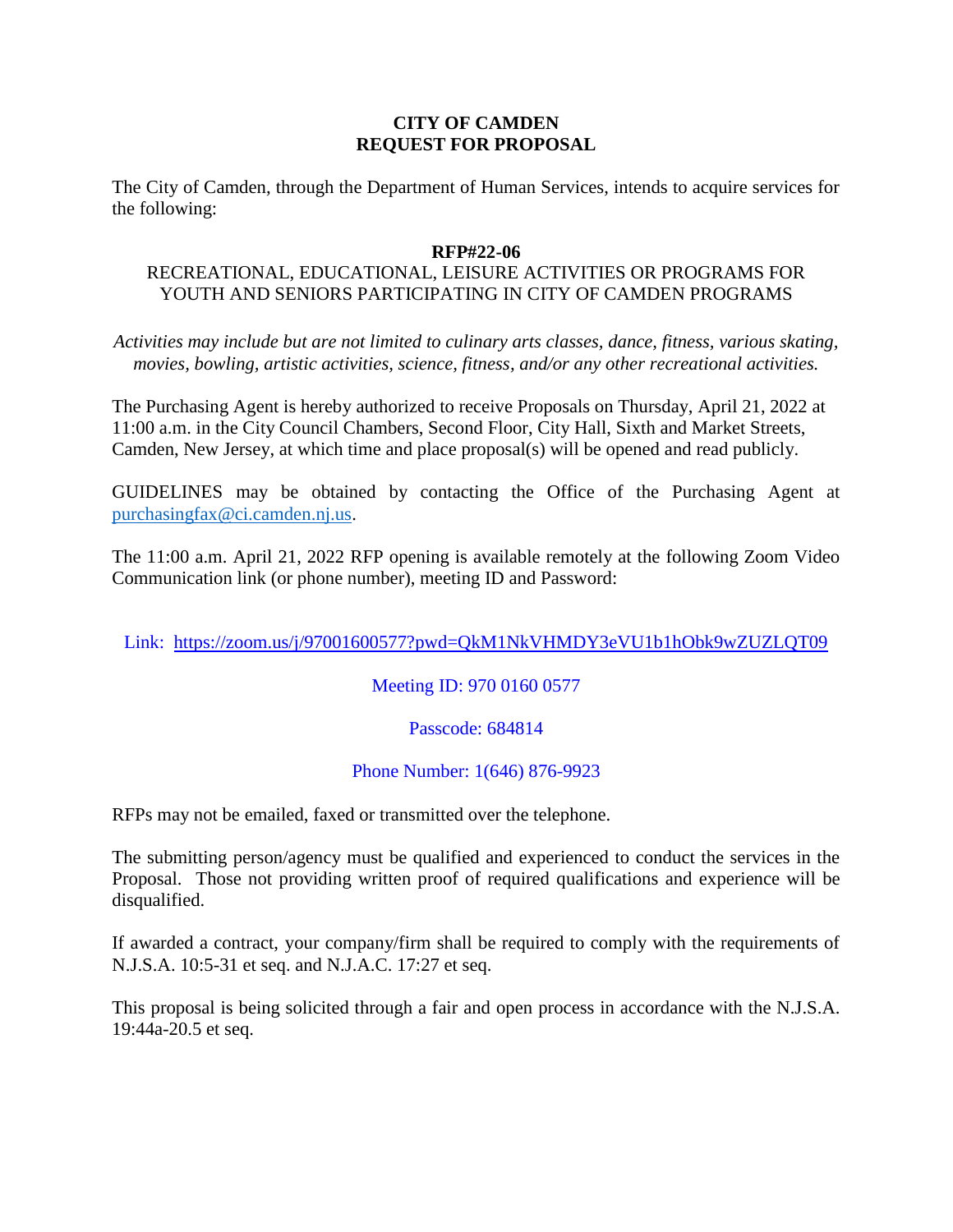**CITY OF CAMDEN**
**REQUEST FOR PROPOSAL**

The City of Camden, through the Department of Human Services, intends to acquire services for the following:

**RFP#22-06**

RECREATIONAL, EDUCATIONAL, LEISURE ACTIVITIES OR PROGRAMS FOR YOUTH AND SENIORS PARTICIPATING IN CITY OF CAMDEN PROGRAMS

*Activities may include but are not limited to culinary arts classes, dance, fitness, various skating, movies, bowling, artistic activities, science, fitness, and/or any other recreational activities.*

The Purchasing Agent is hereby authorized to receive Proposals on Thursday, April 21, 2022 at 11:00 a.m. in the City Council Chambers, Second Floor, City Hall, Sixth and Market Streets, Camden, New Jersey, at which time and place proposal(s) will be opened and read publicly.

GUIDELINES may be obtained by contacting the Office of the Purchasing Agent at purchasingfax@ci.camden.nj.us.

The 11:00 a.m. April 21, 2022 RFP opening is available remotely at the following Zoom Video Communication link (or phone number), meeting ID and Password:

Link: https://zoom.us/j/97001600577?pwd=QkM1NkVHMDY3eVU1b1hObk9wZUZLQT09

Meeting ID: 970 0160 0577

Passcode: 684814

Phone Number: 1(646) 876-9923

RFPs may not be emailed, faxed or transmitted over the telephone.

The submitting person/agency must be qualified and experienced to conduct the services in the Proposal. Those not providing written proof of required qualifications and experience will be disqualified.

If awarded a contract, your company/firm shall be required to comply with the requirements of N.J.S.A. 10:5-31 et seq. and N.J.A.C. 17:27 et seq.

This proposal is being solicited through a fair and open process in accordance with the N.J.S.A. 19:44a-20.5 et seq.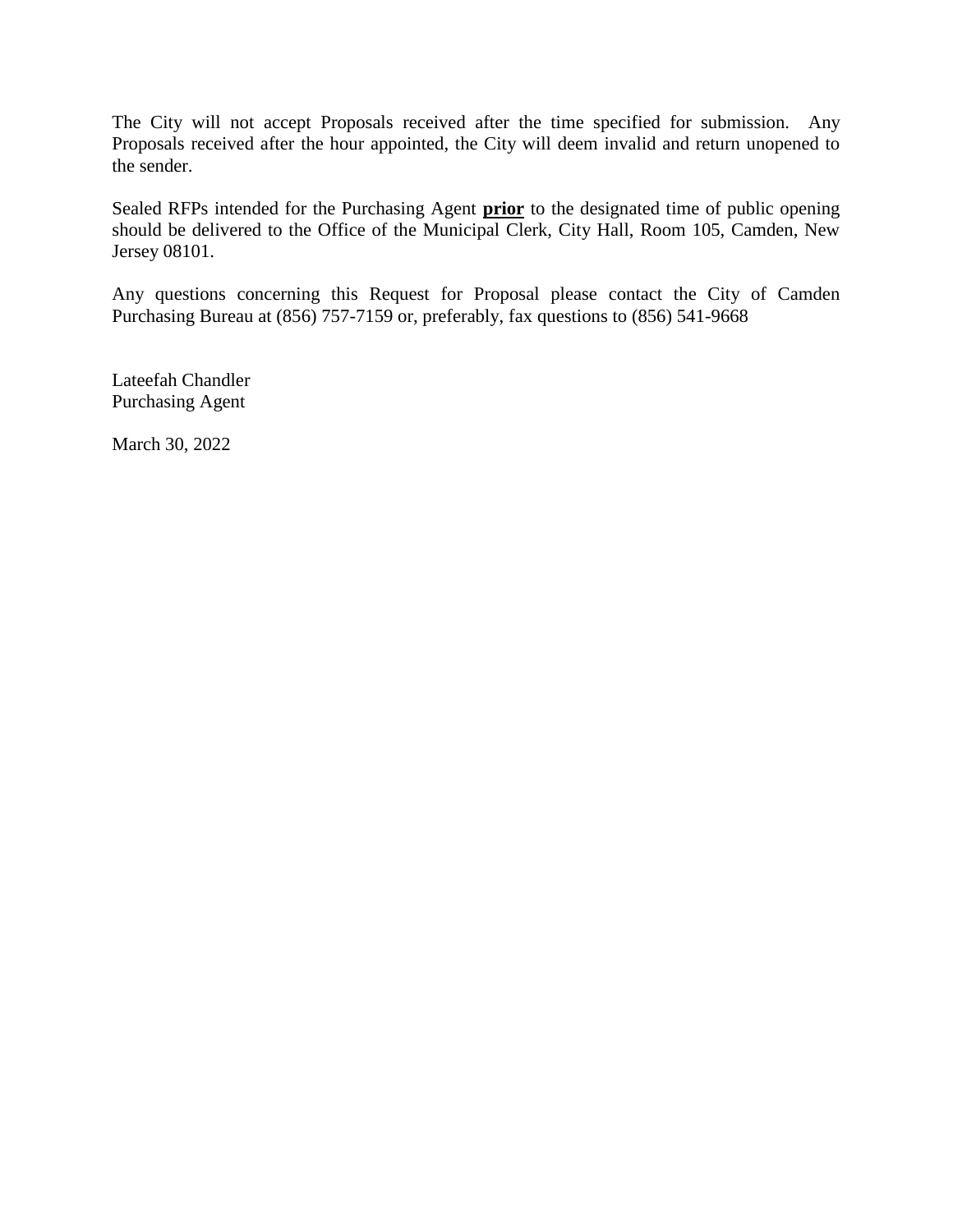The City will not accept Proposals received after the time specified for submission. Any Proposals received after the hour appointed, the City will deem invalid and return unopened to the sender.

Sealed RFPs intended for the Purchasing Agent **prior** to the designated time of public opening should be delivered to the Office of the Municipal Clerk, City Hall, Room 105, Camden, New Jersey 08101.

Any questions concerning this Request for Proposal please contact the City of Camden Purchasing Bureau at (856) 757-7159 or, preferably, fax questions to (856) 541-9668

Lateefah Chandler
Purchasing Agent

March 30, 2022